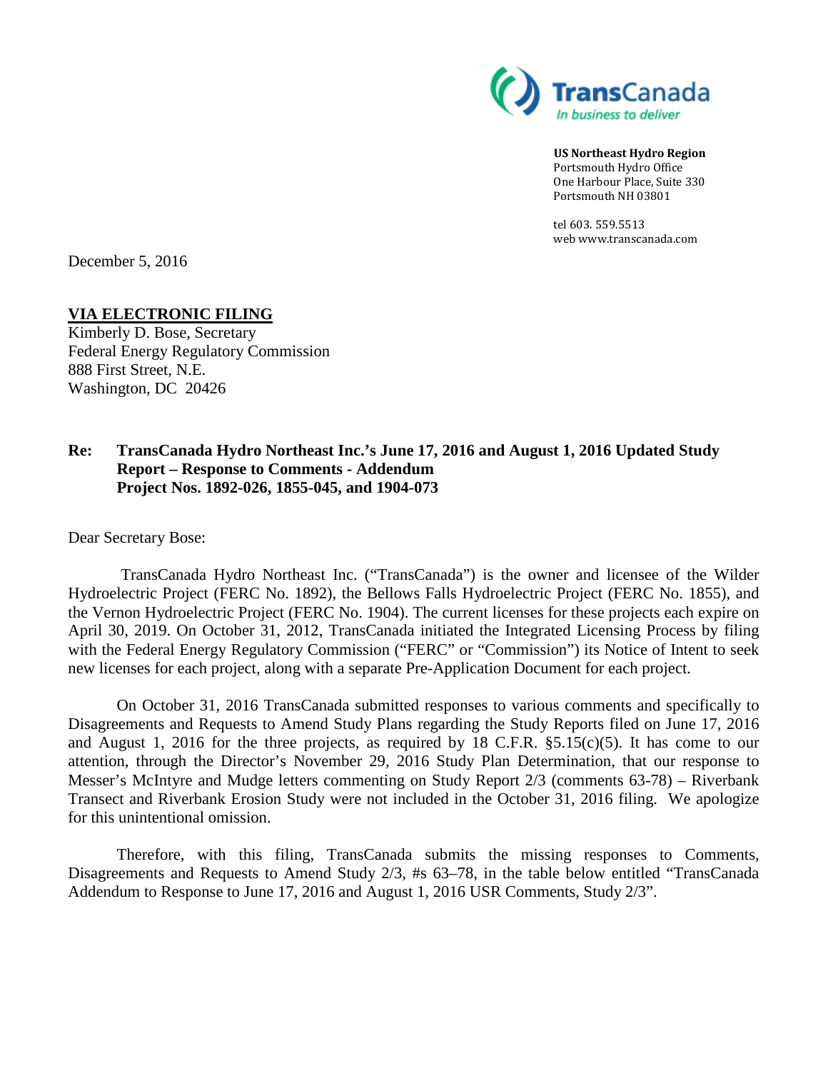TransCanada
*In business to deliver*

**US Northeast Hydro Region**
Portsmouth Hydro Office
One Harbour Place, Suite 330
Portsmouth NH 03801

tel 603. 559.5513
web www.transcanada.com

December 5, 2016

**VIA ELECTRONIC FILING**
Kimberly D. Bose, Secretary
Federal Energy Regulatory Commission
888 First Street, N.E.
Washington, DC 20426

**Re: TransCanada Hydro Northeast Inc.'s June 17, 2016 and August 1, 2016 Updated Study Report – Response to Comments - Addendum**
**Project Nos. 1892-026, 1855-045, and 1904-073**

Dear Secretary Bose:

TransCanada Hydro Northeast Inc. ("TransCanada") is the owner and licensee of the Wilder Hydroelectric Project (FERC No. 1892), the Bellows Falls Hydroelectric Project (FERC No. 1855), and the Vernon Hydroelectric Project (FERC No. 1904). The current licenses for these projects each expire on April 30, 2019. On October 31, 2012, TransCanada initiated the Integrated Licensing Process by filing with the Federal Energy Regulatory Commission ("FERC" or "Commission") its Notice of Intent to seek new licenses for each project, along with a separate Pre-Application Document for each project.

On October 31, 2016 TransCanada submitted responses to various comments and specifically to Disagreements and Requests to Amend Study Plans regarding the Study Reports filed on June 17, 2016 and August 1, 2016 for the three projects, as required by 18 C.F.R. §5.15(c)(5). It has come to our attention, through the Director's November 29, 2016 Study Plan Determination, that our response to Messer's McIntyre and Mudge letters commenting on Study Report 2/3 (comments 63-78) – Riverbank Transect and Riverbank Erosion Study were not included in the October 31, 2016 filing. We apologize for this unintentional omission.

Therefore, with this filing, TransCanada submits the missing responses to Comments, Disagreements and Requests to Amend Study 2/3, #s 63–78, in the table below entitled "TransCanada Addendum to Response to June 17, 2016 and August 1, 2016 USR Comments, Study 2/3".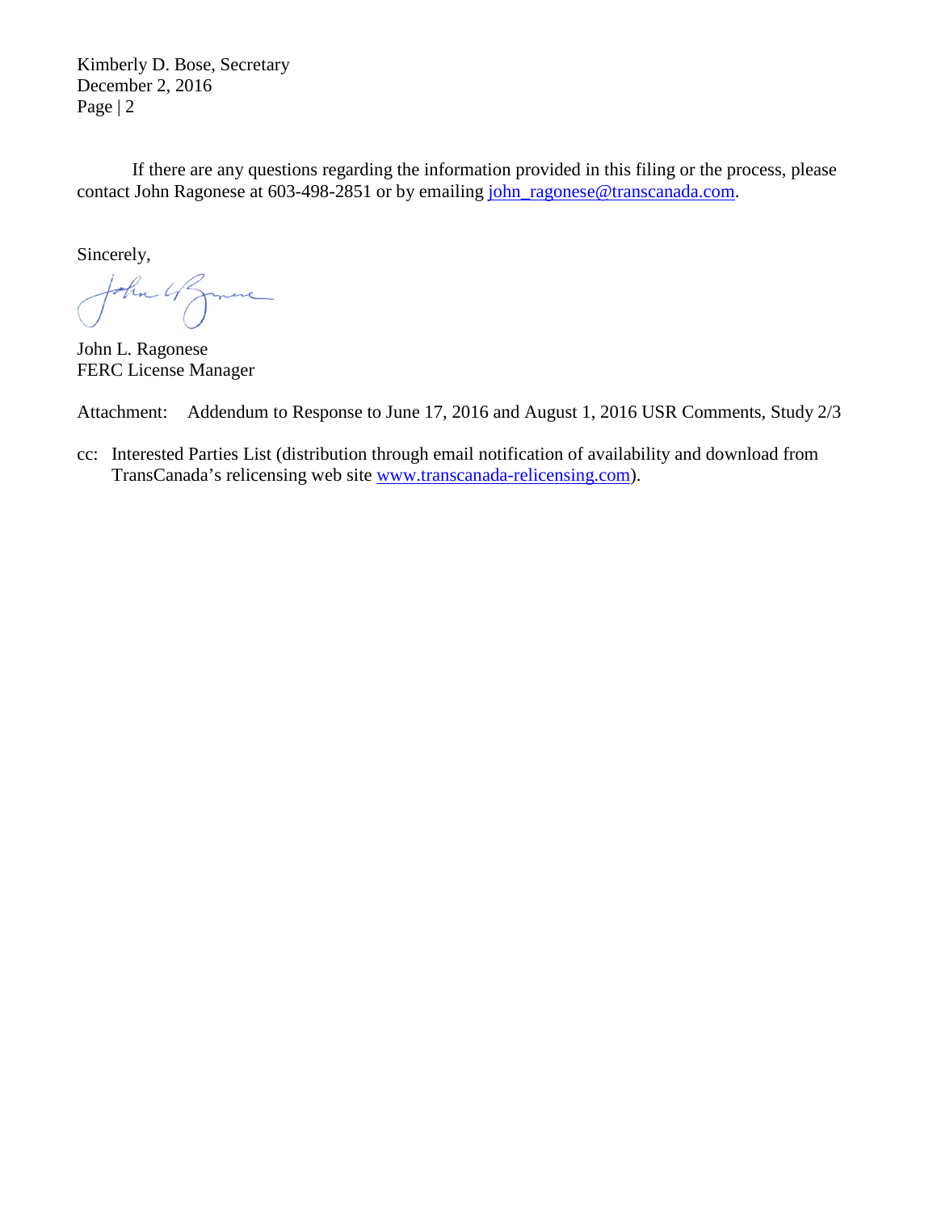If there are any questions regarding the information provided in this filing or the process, please contact John Ragonese at 603-498-2851 or by emailing john_ragonese@transcanada.com.

Sincerely,

John L. Ragonese
FERC License Manager

Attachment: Addendum to Response to June 17, 2016 and August 1, 2016 USR Comments, Study 2/3

cc: Interested Parties List (distribution through email notification of availability and download from TransCanada's relicensing web site www.transcanada-relicensing.com).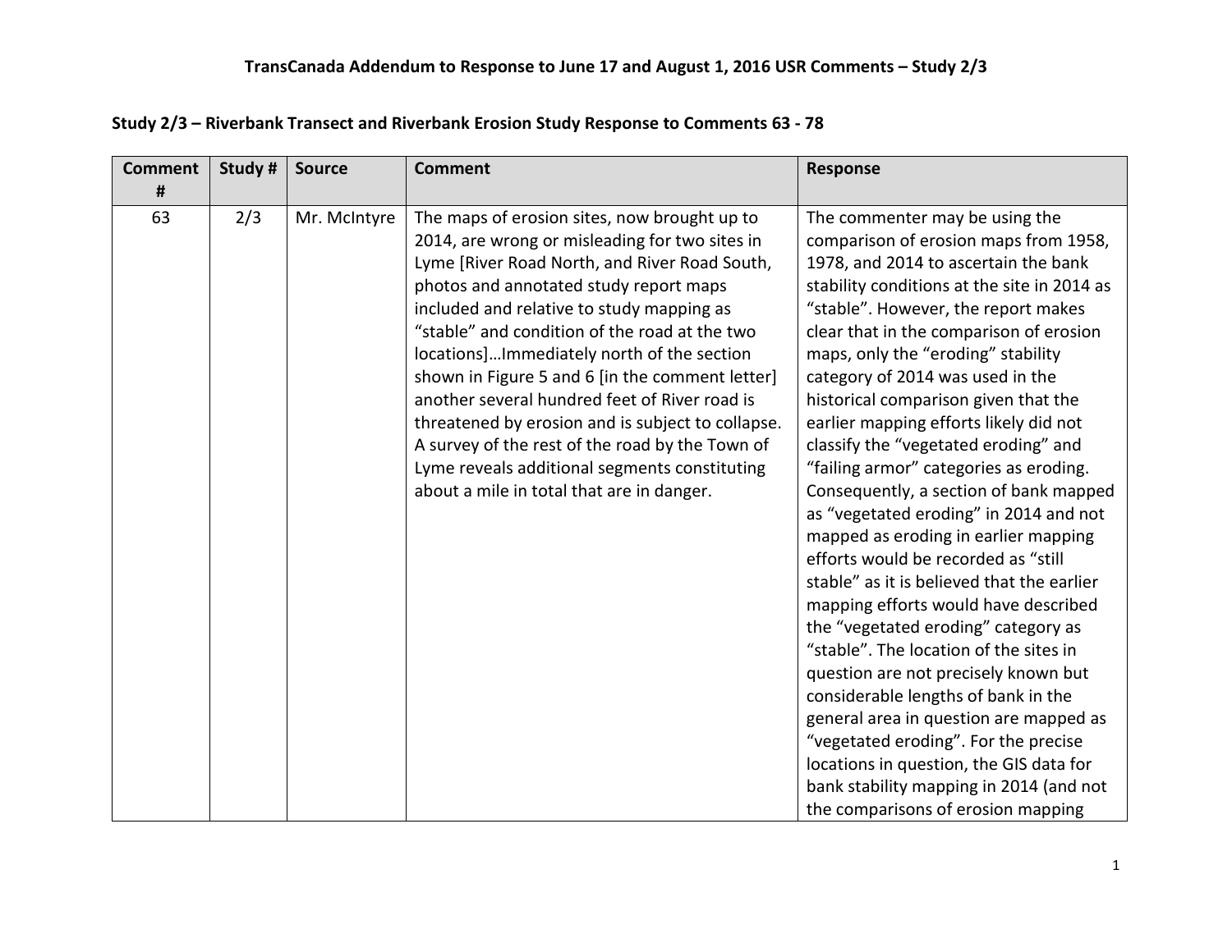# TransCanada Addendum to Response to June 17 and August 1, 2016 USR Comments – Study 2/3

## Study 2/3 – Riverbank Transect and Riverbank Erosion Study Response to Comments 63 - 78

| Comment # | Study # | Source | Comment | Response |
|---|---|---|---|---|
| 63 | 2/3 | Mr. McIntyre | The maps of erosion sites, now brought up to 2014, are wrong or misleading for two sites in Lyme [River Road North, and River Road South, photos and annotated study report maps included and relative to study mapping as "stable" and condition of the road at the two locations]…Immediately north of the section shown in Figure 5 and 6 [in the comment letter] another several hundred feet of River road is threatened by erosion and is subject to collapse. A survey of the rest of the road by the Town of Lyme reveals additional segments constituting about a mile in total that are in danger. | The commenter may be using the comparison of erosion maps from 1958, 1978, and 2014 to ascertain the bank stability conditions at the site in 2014 as "stable". However, the report makes clear that in the comparison of erosion maps, only the "eroding" stability category of 2014 was used in the historical comparison given that the earlier mapping efforts likely did not classify the "vegetated eroding" and "failing armor" categories as eroding. Consequently, a section of bank mapped as "vegetated eroding" in 2014 and not mapped as eroding in earlier mapping efforts would be recorded as "still stable" as it is believed that the earlier mapping efforts would have described the "vegetated eroding" category as "stable". The location of the sites in question are not precisely known but considerable lengths of bank in the general area in question are mapped as "vegetated eroding". For the precise locations in question, the GIS data for bank stability mapping in 2014 (and not the comparisons of erosion mapping |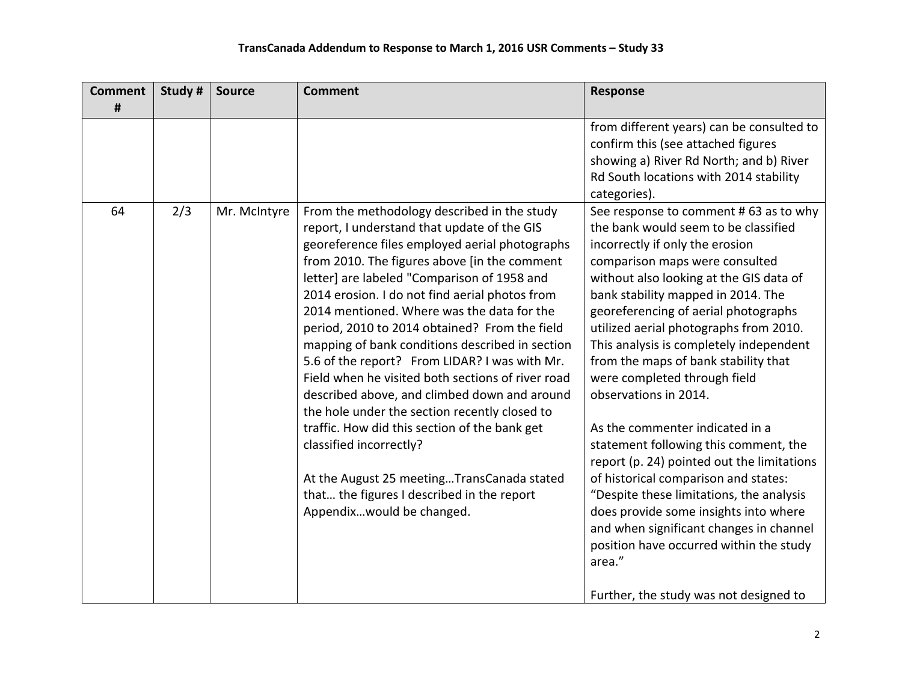# TransCanada Addendum to Response to March 1, 2016 USR Comments – Study 33

| Comment # | Study # | Source | Comment | Response |
|---|---|---|---|---|
| | | | | from different years) can be consulted to confirm this (see attached figures showing a) River Rd North; and b) River Rd South locations with 2014 stability categories). |
| 64 | 2/3 | Mr. McIntyre | From the methodology described in the study report, I understand that update of the GIS georeference files employed aerial photographs from 2010. The figures above [in the comment letter] are labeled "Comparison of 1958 and 2014 erosion. I do not find aerial photos from 2014 mentioned. Where was the data for the period, 2010 to 2014 obtained? From the field mapping of bank conditions described in section 5.6 of the report? From LIDAR? I was with Mr. Field when he visited both sections of river road described above, and climbed down and around the hole under the section recently closed to traffic. How did this section of the bank get classified incorrectly?<br><br>At the August 25 meeting…TransCanada stated that… the figures I described in the report Appendix…would be changed. | See response to comment # 63 as to why the bank would seem to be classified incorrectly if only the erosion comparison maps were consulted without also looking at the GIS data of bank stability mapped in 2014. The georeferencing of aerial photographs utilized aerial photographs from 2010. This analysis is completely independent from the maps of bank stability that were completed through field observations in 2014.<br><br>As the commenter indicated in a statement following this comment, the report (p. 24) pointed out the limitations of historical comparison and states: "Despite these limitations, the analysis does provide some insights into where and when significant changes in channel position have occurred within the study area."<br><br>Further, the study was not designed to |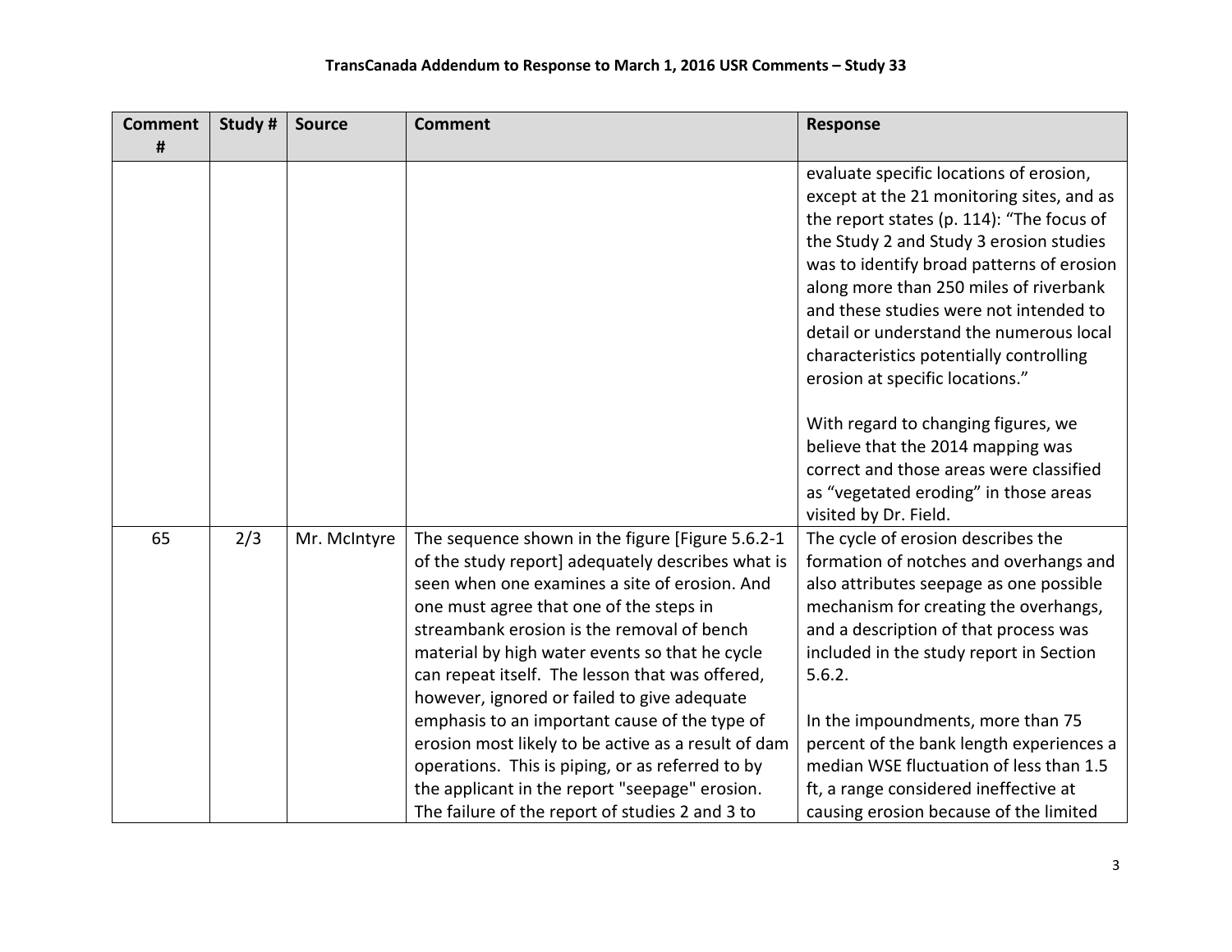| Comment # | Study # | Source | Comment | Response |
|---|---|---|---|---|
| | | | | evaluate specific locations of erosion, except at the 21 monitoring sites, and as the report states (p. 114): "The focus of the Study 2 and Study 3 erosion studies was to identify broad patterns of erosion along more than 250 miles of riverbank and these studies were not intended to detail or understand the numerous local characteristics potentially controlling erosion at specific locations."<br><br>With regard to changing figures, we believe that the 2014 mapping was correct and those areas were classified as "vegetated eroding" in those areas visited by Dr. Field. |
| 65 | 2/3 | Mr. McIntyre | The sequence shown in the figure [Figure 5.6.2-1 of the study report] adequately describes what is seen when one examines a site of erosion. And one must agree that one of the steps in streambank erosion is the removal of bench material by high water events so that he cycle can repeat itself. The lesson that was offered, however, ignored or failed to give adequate emphasis to an important cause of the type of erosion most likely to be active as a result of dam operations. This is piping, or as referred to by the applicant in the report "seepage" erosion. The failure of the report of studies 2 and 3 to | The cycle of erosion describes the formation of notches and overhangs and also attributes seepage as one possible mechanism for creating the overhangs, and a description of that process was included in the study report in Section 5.6.2.<br><br>In the impoundments, more than 75 percent of the bank length experiences a median WSE fluctuation of less than 1.5 ft, a range considered ineffective at causing erosion because of the limited |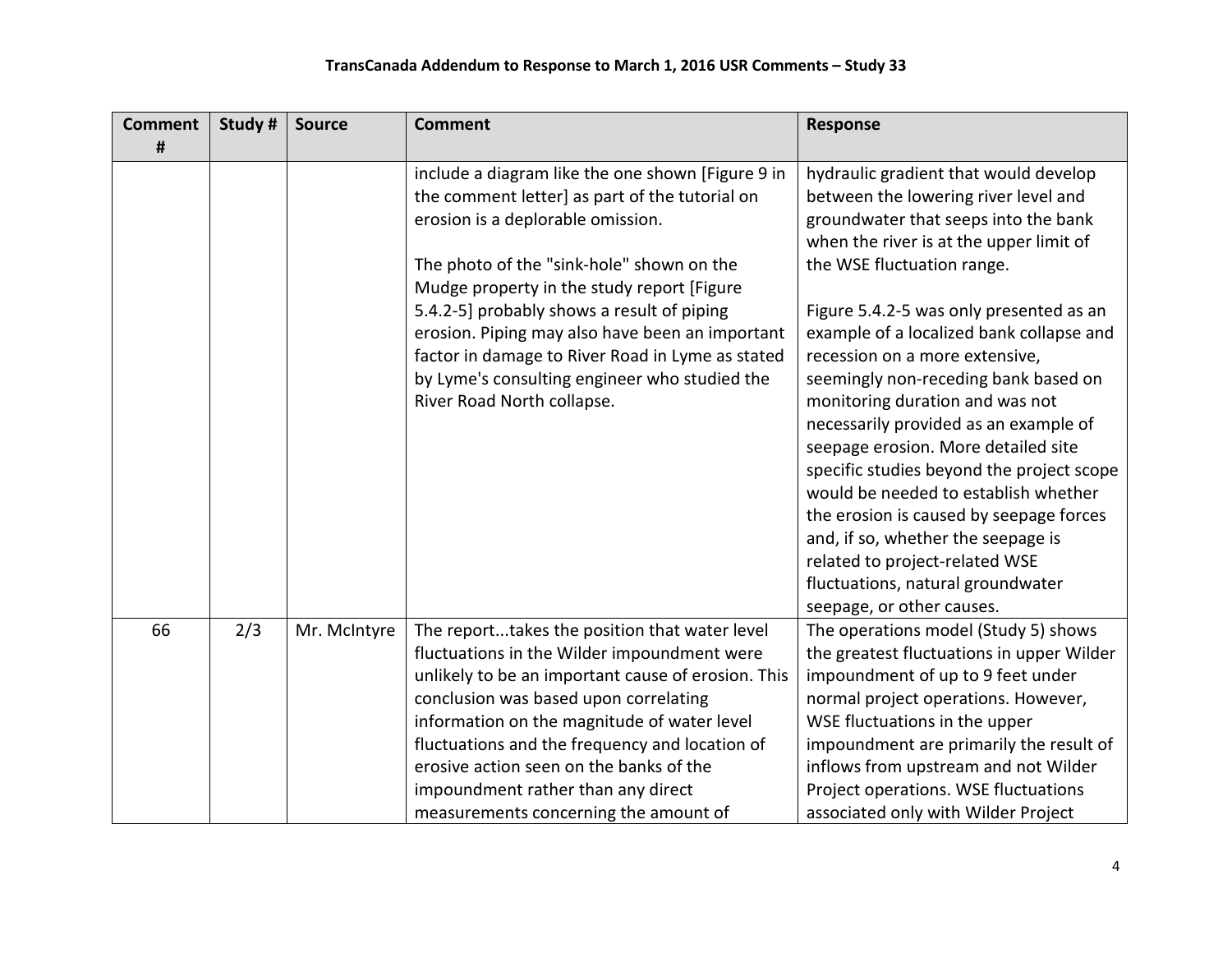| Comment # | Study # | Source | Comment | Response |
|---|---|---|---|---|
| | | | include a diagram like the one shown [Figure 9 in the comment letter] as part of the tutorial on erosion is a deplorable omission.<br><br>The photo of the "sink-hole" shown on the Mudge property in the study report [Figure 5.4.2-5] probably shows a result of piping erosion. Piping may also have been an important factor in damage to River Road in Lyme as stated by Lyme's consulting engineer who studied the River Road North collapse. | hydraulic gradient that would develop between the lowering river level and groundwater that seeps into the bank when the river is at the upper limit of the WSE fluctuation range.<br><br>Figure 5.4.2-5 was only presented as an example of a localized bank collapse and recession on a more extensive, seemingly non-receding bank based on monitoring duration and was not necessarily provided as an example of seepage erosion. More detailed site specific studies beyond the project scope would be needed to establish whether the erosion is caused by seepage forces and, if so, whether the seepage is related to project-related WSE fluctuations, natural groundwater seepage, or other causes. |
| 66 | 2/3 | Mr. McIntyre | The report...takes the position that water level fluctuations in the Wilder impoundment were unlikely to be an important cause of erosion. This conclusion was based upon correlating information on the magnitude of water level fluctuations and the frequency and location of erosive action seen on the banks of the impoundment rather than any direct measurements concerning the amount of | The operations model (Study 5) shows the greatest fluctuations in upper Wilder impoundment of up to 9 feet under normal project operations. However, WSE fluctuations in the upper impoundment are primarily the result of inflows from upstream and not Wilder Project operations. WSE fluctuations associated only with Wilder Project |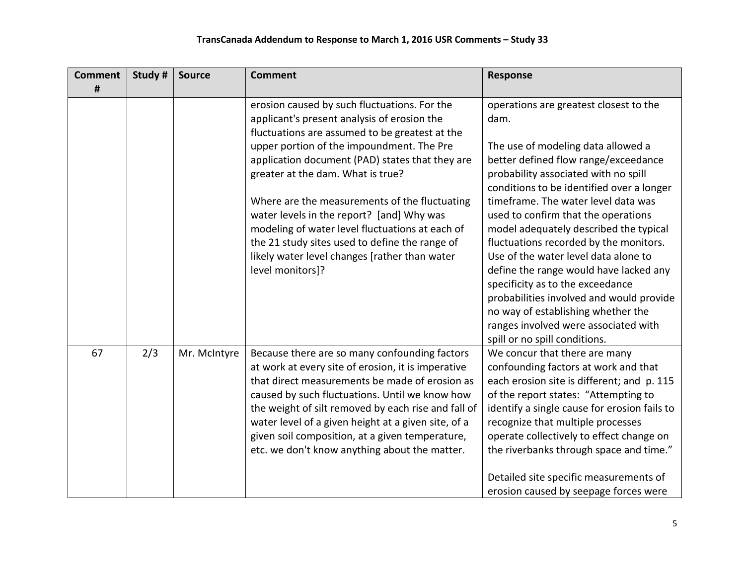## TransCanada Addendum to Response to March 1, 2016 USR Comments – Study 33

| Comment # | Study # | Source | Comment | Response |
|---|---|---|---|---|
| | | | erosion caused by such fluctuations. For the applicant's present analysis of erosion the fluctuations are assumed to be greatest at the upper portion of the impoundment. The Pre application document (PAD) states that they are greater at the dam. What is true?<br><br>Where are the measurements of the fluctuating water levels in the report? [and] Why was modeling of water level fluctuations at each of the 21 study sites used to define the range of likely water level changes [rather than water level monitors]? | operations are greatest closest to the dam.<br><br>The use of modeling data allowed a better defined flow range/exceedance probability associated with no spill conditions to be identified over a longer timeframe. The water level data was used to confirm that the operations model adequately described the typical fluctuations recorded by the monitors. Use of the water level data alone to define the range would have lacked any specificity as to the exceedance probabilities involved and would provide no way of establishing whether the ranges involved were associated with spill or no spill conditions. |
| 67 | 2/3 | Mr. McIntyre | Because there are so many confounding factors at work at every site of erosion, it is imperative that direct measurements be made of erosion as caused by such fluctuations. Until we know how the weight of silt removed by each rise and fall of water level of a given height at a given site, of a given soil composition, at a given temperature, etc. we don't know anything about the matter. | We concur that there are many confounding factors at work and that each erosion site is different; and p. 115 of the report states: "Attempting to identify a single cause for erosion fails to recognize that multiple processes operate collectively to effect change on the riverbanks through space and time."<br><br>Detailed site specific measurements of erosion caused by seepage forces were |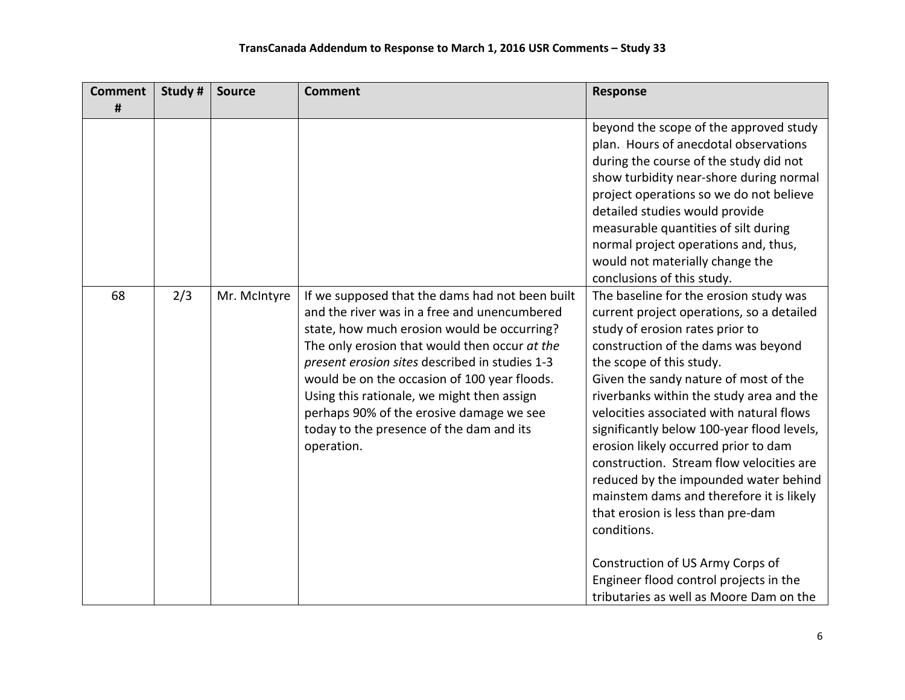## TransCanada Addendum to Response to March 1, 2016 USR Comments – Study 33

| Comment # | Study # | Source | Comment | Response |
|---|---|---|---|---|
| | | | | beyond the scope of the approved study plan. Hours of anecdotal observations during the course of the study did not show turbidity near-shore during normal project operations so we do not believe detailed studies would provide measurable quantities of silt during normal project operations and, thus, would not materially change the conclusions of this study. |
| 68 | 2/3 | Mr. McIntyre | If we supposed that the dams had not been built and the river was in a free and unencumbered state, how much erosion would be occurring? The only erosion that would then occur *at the present erosion sites* described in studies 1-3 would be on the occasion of 100 year floods. Using this rationale, we might then assign perhaps 90% of the erosive damage we see today to the presence of the dam and its operation. | The baseline for the erosion study was current project operations, so a detailed study of erosion rates prior to construction of the dams was beyond the scope of this study.<br>Given the sandy nature of most of the riverbanks within the study area and the velocities associated with natural flows significantly below 100-year flood levels, erosion likely occurred prior to dam construction. Stream flow velocities are reduced by the impounded water behind mainstem dams and therefore it is likely that erosion is less than pre-dam conditions.<br><br>Construction of US Army Corps of Engineer flood control projects in the tributaries as well as Moore Dam on the |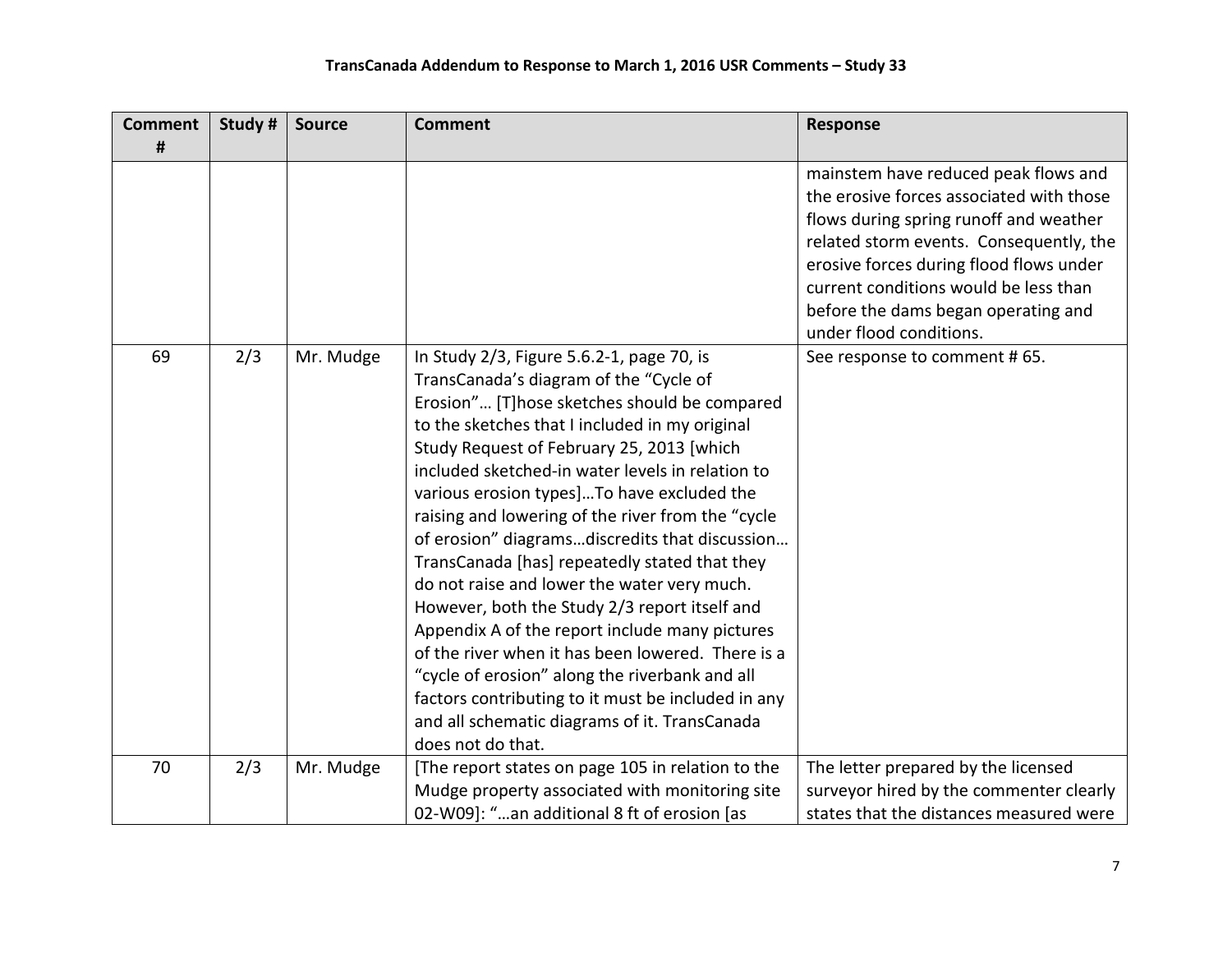| Comment # | Study # | Source | Comment | Response |
|---|---|---|---|---|
| | | | | mainstem have reduced peak flows and the erosive forces associated with those flows during spring runoff and weather related storm events. Consequently, the erosive forces during flood flows under current conditions would be less than before the dams began operating and under flood conditions. |
| 69 | 2/3 | Mr. Mudge | In Study 2/3, Figure 5.6.2-1, page 70, is TransCanada's diagram of the "Cycle of Erosion"… [T]hose sketches should be compared to the sketches that I included in my original Study Request of February 25, 2013 [which included sketched-in water levels in relation to various erosion types]…To have excluded the raising and lowering of the river from the "cycle of erosion" diagrams…discredits that discussion… TransCanada [has] repeatedly stated that they do not raise and lower the water very much. However, both the Study 2/3 report itself and Appendix A of the report include many pictures of the river when it has been lowered. There is a "cycle of erosion" along the riverbank and all factors contributing to it must be included in any and all schematic diagrams of it. TransCanada does not do that. | See response to comment # 65. |
| 70 | 2/3 | Mr. Mudge | [The report states on page 105 in relation to the Mudge property associated with monitoring site 02-W09]: "…an additional 8 ft of erosion [as | The letter prepared by the licensed surveyor hired by the commenter clearly states that the distances measured were |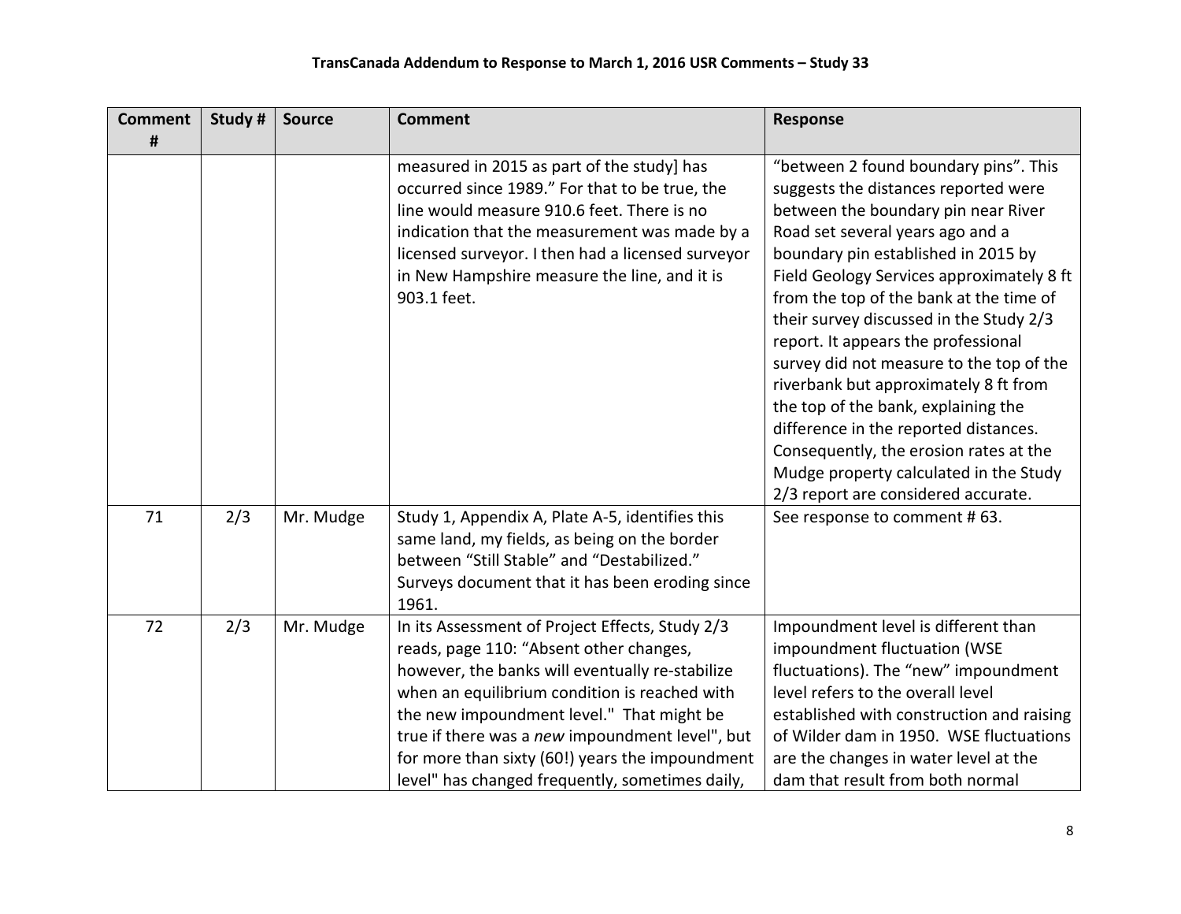| Comment # | Study # | Source | Comment | Response |
|---|---|---|---|---|
| | | | measured in 2015 as part of the study] has occurred since 1989." For that to be true, the line would measure 910.6 feet. There is no indication that the measurement was made by a licensed surveyor. I then had a licensed surveyor in New Hampshire measure the line, and it is 903.1 feet. | "between 2 found boundary pins". This suggests the distances reported were between the boundary pin near River Road set several years ago and a boundary pin established in 2015 by Field Geology Services approximately 8 ft from the top of the bank at the time of their survey discussed in the Study 2/3 report. It appears the professional survey did not measure to the top of the riverbank but approximately 8 ft from the top of the bank, explaining the difference in the reported distances. Consequently, the erosion rates at the Mudge property calculated in the Study 2/3 report are considered accurate. |
| 71 | 2/3 | Mr. Mudge | Study 1, Appendix A, Plate A-5, identifies this same land, my fields, as being on the border between "Still Stable" and "Destabilized." Surveys document that it has been eroding since 1961. | See response to comment # 63. |
| 72 | 2/3 | Mr. Mudge | In its Assessment of Project Effects, Study 2/3 reads, page 110: "Absent other changes, however, the banks will eventually re-stabilize when an equilibrium condition is reached with the new impoundment level." That might be true if there was a *new* impoundment level", but for more than sixty (60!) years the impoundment level" has changed frequently, sometimes daily, | Impoundment level is different than impoundment fluctuation (WSE fluctuations). The "new" impoundment level refers to the overall level established with construction and raising of Wilder dam in 1950. WSE fluctuations are the changes in water level at the dam that result from both normal |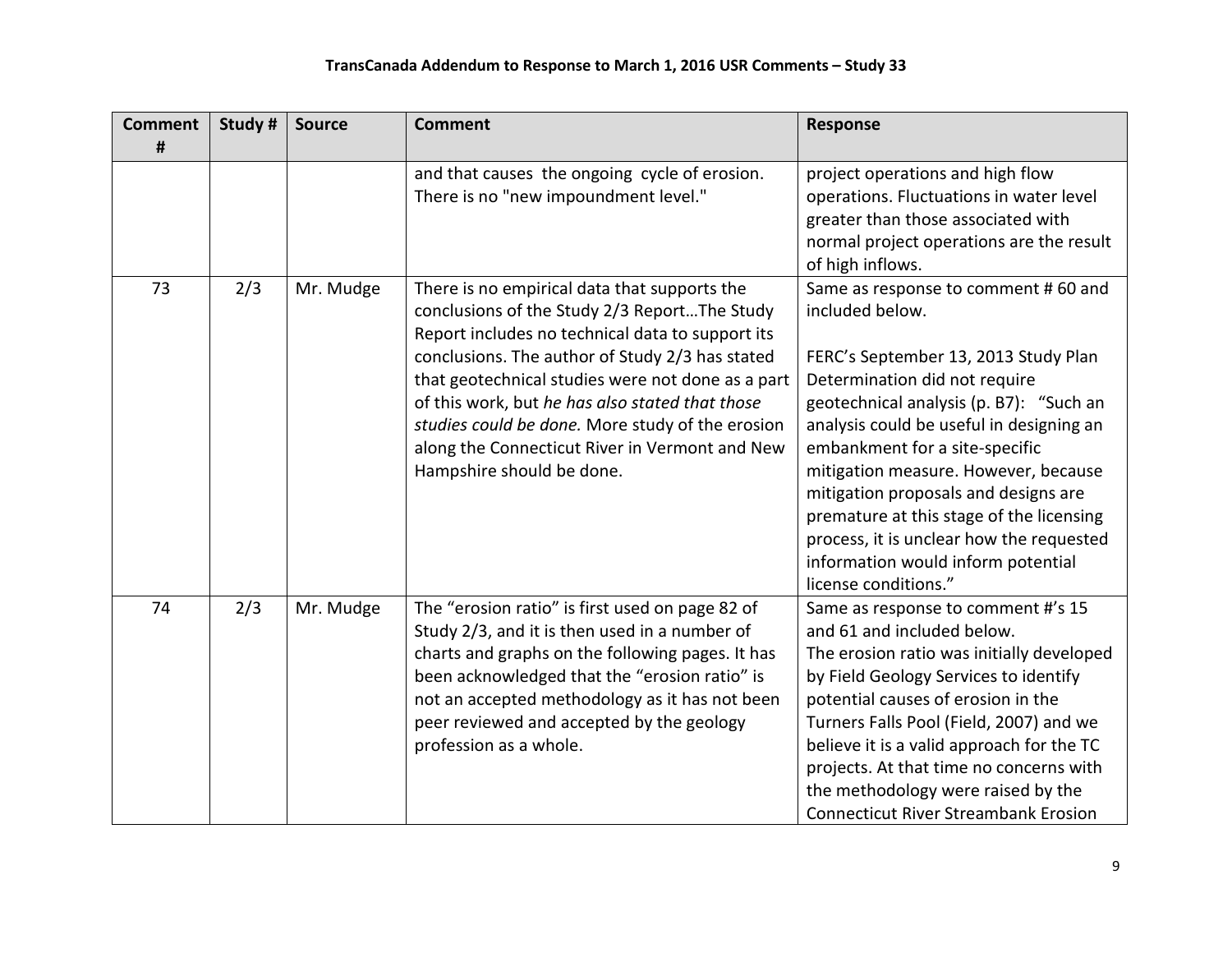**TransCanada Addendum to Response to March 1, 2016 USR Comments – Study 33**

| Comment # | Study # | Source | Comment | Response |
|---|---|---|---|---|
| | | | and that causes the ongoing cycle of erosion. There is no "new impoundment level." | project operations and high flow operations. Fluctuations in water level greater than those associated with normal project operations are the result of high inflows. |
| 73 | 2/3 | Mr. Mudge | There is no empirical data that supports the conclusions of the Study 2/3 Report…The Study Report includes no technical data to support its conclusions. The author of Study 2/3 has stated that geotechnical studies were not done as a part of this work, but *he has also stated that those studies could be done.* More study of the erosion along the Connecticut River in Vermont and New Hampshire should be done. | Same as response to comment # 60 and included below.<br><br>FERC's September 13, 2013 Study Plan Determination did not require geotechnical analysis (p. B7): "Such an analysis could be useful in designing an embankment for a site-specific mitigation measure. However, because mitigation proposals and designs are premature at this stage of the licensing process, it is unclear how the requested information would inform potential license conditions." |
| 74 | 2/3 | Mr. Mudge | The "erosion ratio" is first used on page 82 of Study 2/3, and it is then used in a number of charts and graphs on the following pages. It has been acknowledged that the "erosion ratio" is not an accepted methodology as it has not been peer reviewed and accepted by the geology profession as a whole. | Same as response to comment #'s 15 and 61 and included below.<br>The erosion ratio was initially developed by Field Geology Services to identify potential causes of erosion in the Turners Falls Pool (Field, 2007) and we believe it is a valid approach for the TC projects. At that time no concerns with the methodology were raised by the Connecticut River Streambank Erosion |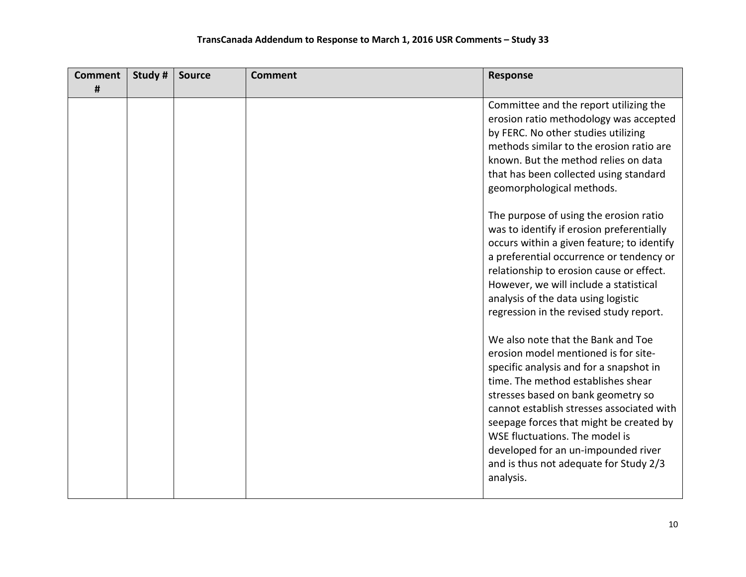| Comment # | Study # | Source | Comment | Response |
| --- | --- | --- | --- | --- |
| | | | | Committee and the report utilizing the erosion ratio methodology was accepted by FERC. No other studies utilizing methods similar to the erosion ratio are known. But the method relies on data that has been collected using standard geomorphological methods.<br><br>The purpose of using the erosion ratio was to identify if erosion preferentially occurs within a given feature; to identify a preferential occurrence or tendency or relationship to erosion cause or effect. However, we will include a statistical analysis of the data using logistic regression in the revised study report.<br><br>We also note that the Bank and Toe erosion model mentioned is for site-specific analysis and for a snapshot in time. The method establishes shear stresses based on bank geometry so cannot establish stresses associated with seepage forces that might be created by WSE fluctuations. The model is developed for an un-impounded river and is thus not adequate for Study 2/3 analysis. |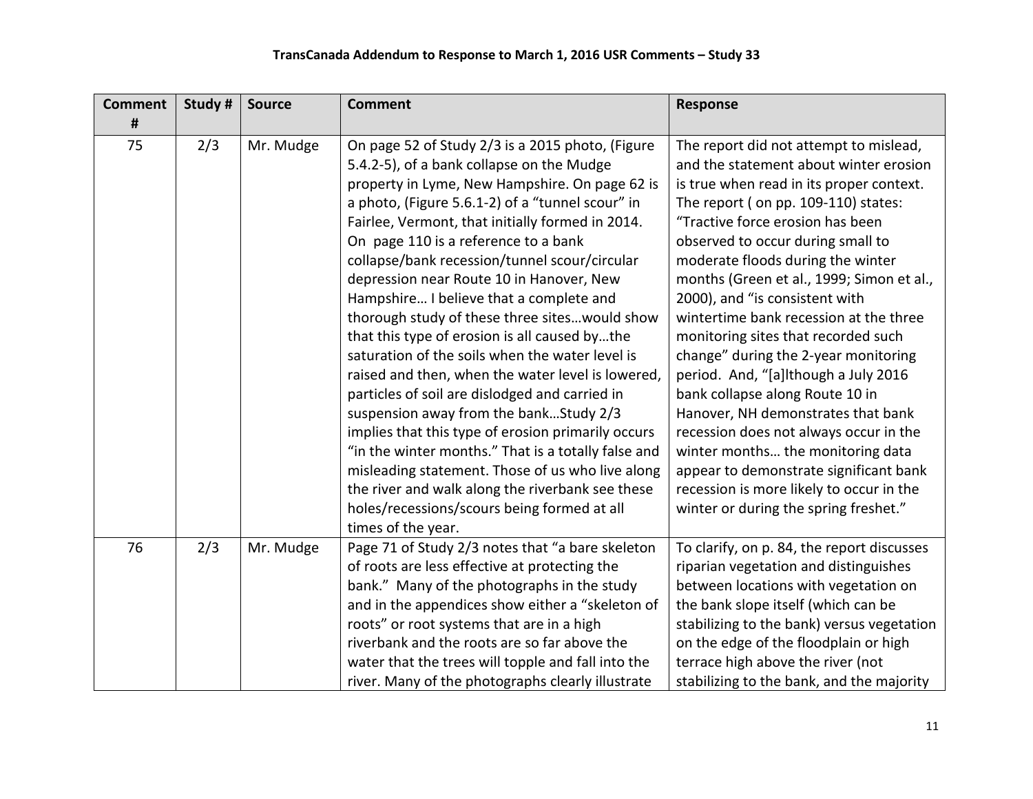# TransCanada Addendum to Response to March 1, 2016 USR Comments – Study 33

| Comment # | Study # | Source | Comment | Response |
|---|---|---|---|---|
| 75 | 2/3 | Mr. Mudge | On page 52 of Study 2/3 is a 2015 photo, (Figure 5.4.2-5), of a bank collapse on the Mudge property in Lyme, New Hampshire. On page 62 is a photo, (Figure 5.6.1-2) of a "tunnel scour" in Fairlee, Vermont, that initially formed in 2014. On page 110 is a reference to a bank collapse/bank recession/tunnel scour/circular depression near Route 10 in Hanover, New Hampshire… I believe that a complete and thorough study of these three sites…would show that this type of erosion is all caused by…the saturation of the soils when the water level is raised and then, when the water level is lowered, particles of soil are dislodged and carried in suspension away from the bank…Study 2/3 implies that this type of erosion primarily occurs "in the winter months." That is a totally false and misleading statement. Those of us who live along the river and walk along the riverbank see these holes/recessions/scours being formed at all times of the year. | The report did not attempt to mislead, and the statement about winter erosion is true when read in its proper context. The report ( on pp. 109-110) states: "Tractive force erosion has been observed to occur during small to moderate floods during the winter months (Green et al., 1999; Simon et al., 2000), and "is consistent with wintertime bank recession at the three monitoring sites that recorded such change" during the 2-year monitoring period. And, "[a]lthough a July 2016 bank collapse along Route 10 in Hanover, NH demonstrates that bank recession does not always occur in the winter months… the monitoring data appear to demonstrate significant bank recession is more likely to occur in the winter or during the spring freshet." |
| 76 | 2/3 | Mr. Mudge | Page 71 of Study 2/3 notes that "a bare skeleton of roots are less effective at protecting the bank." Many of the photographs in the study and in the appendices show either a "skeleton of roots" or root systems that are in a high riverbank and the roots are so far above the water that the trees will topple and fall into the river. Many of the photographs clearly illustrate | To clarify, on p. 84, the report discusses riparian vegetation and distinguishes between locations with vegetation on the bank slope itself (which can be stabilizing to the bank) versus vegetation on the edge of the floodplain or high terrace high above the river (not stabilizing to the bank, and the majority |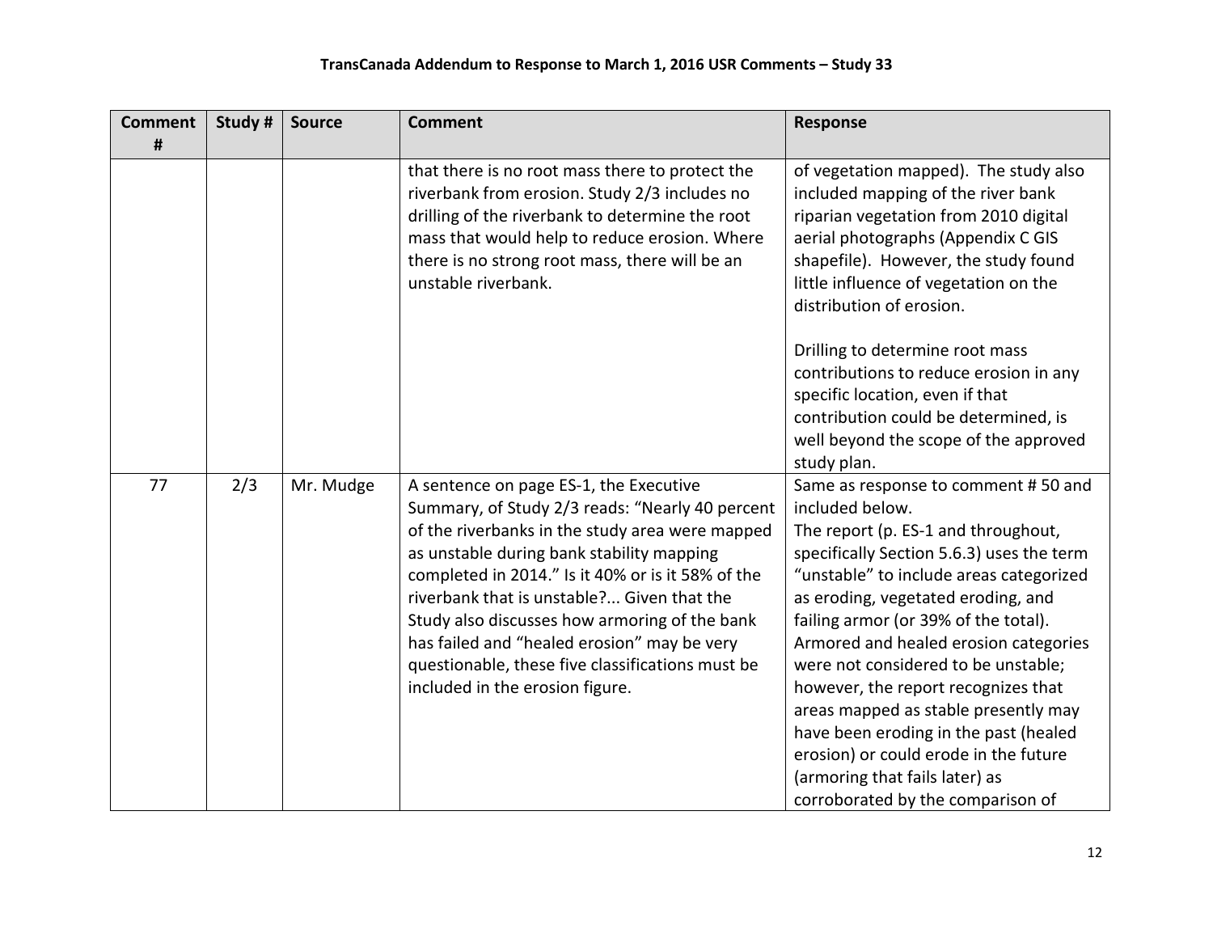| Comment # | Study # | Source | Comment | Response |
|---|---|---|---|---|
| | | | that there is no root mass there to protect the riverbank from erosion. Study 2/3 includes no drilling of the riverbank to determine the root mass that would help to reduce erosion. Where there is no strong root mass, there will be an unstable riverbank. | of vegetation mapped). The study also included mapping of the river bank riparian vegetation from 2010 digital aerial photographs (Appendix C GIS shapefile). However, the study found little influence of vegetation on the distribution of erosion.<br><br>Drilling to determine root mass contributions to reduce erosion in any specific location, even if that contribution could be determined, is well beyond the scope of the approved study plan. |
| 77 | 2/3 | Mr. Mudge | A sentence on page ES-1, the Executive Summary, of Study 2/3 reads: "Nearly 40 percent of the riverbanks in the study area were mapped as unstable during bank stability mapping completed in 2014." Is it 40% or is it 58% of the riverbank that is unstable?... Given that the Study also discusses how armoring of the bank has failed and "healed erosion" may be very questionable, these five classifications must be included in the erosion figure. | Same as response to comment # 50 and included below.<br>The report (p. ES-1 and throughout, specifically Section 5.6.3) uses the term "unstable" to include areas categorized as eroding, vegetated eroding, and failing armor (or 39% of the total). Armored and healed erosion categories were not considered to be unstable; however, the report recognizes that areas mapped as stable presently may have been eroding in the past (healed erosion) or could erode in the future (armoring that fails later) as corroborated by the comparison of |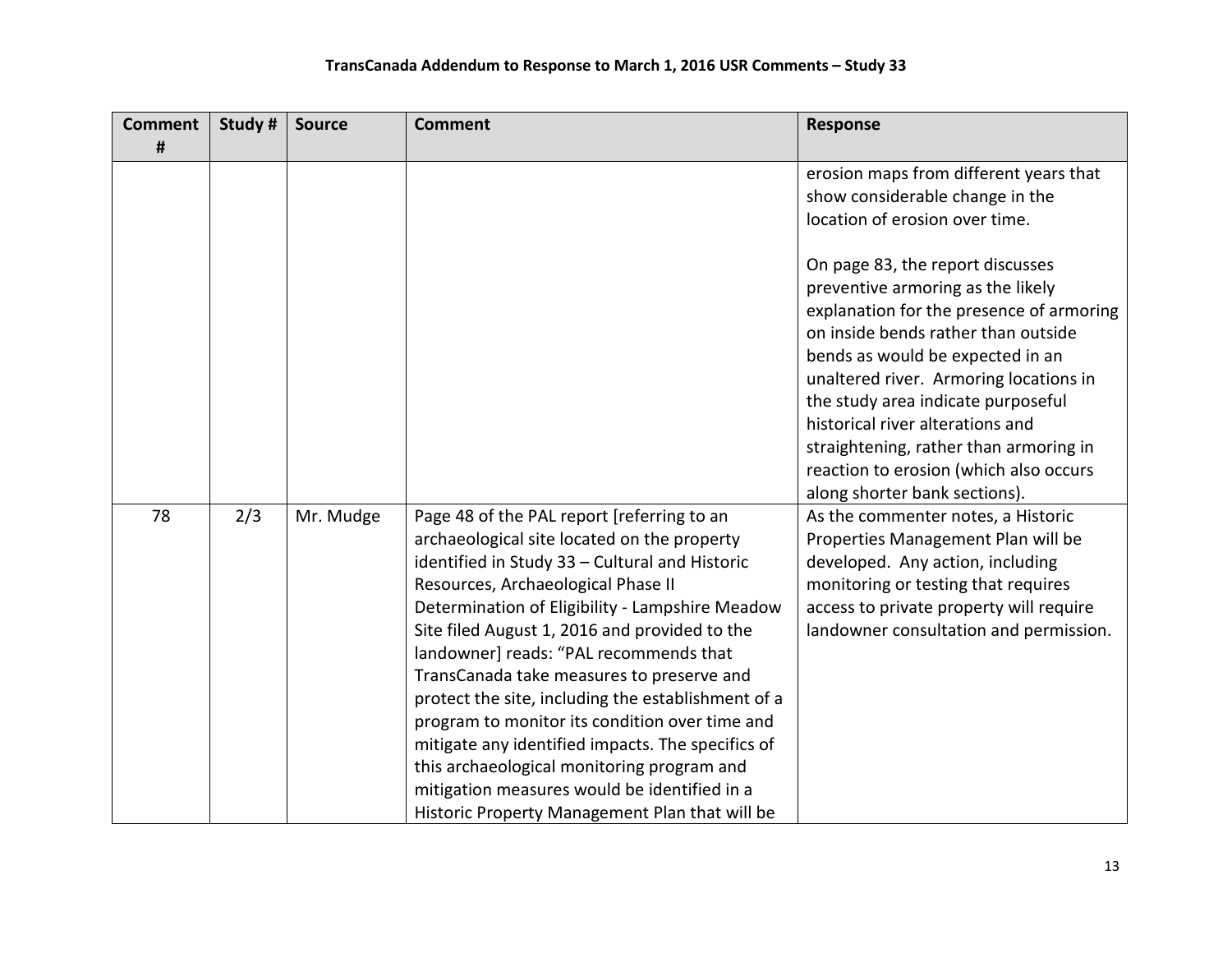| Comment # | Study # | Source | Comment | Response |
|---|---|---|---|---|
| | | | | erosion maps from different years that show considerable change in the location of erosion over time.<br><br>On page 83, the report discusses preventive armoring as the likely explanation for the presence of armoring on inside bends rather than outside bends as would be expected in an unaltered river. Armoring locations in the study area indicate purposeful historical river alterations and straightening, rather than armoring in reaction to erosion (which also occurs along shorter bank sections). |
| 78 | 2/3 | Mr. Mudge | Page 48 of the PAL report [referring to an archaeological site located on the property identified in Study 33 – Cultural and Historic Resources, Archaeological Phase II Determination of Eligibility - Lampshire Meadow Site filed August 1, 2016 and provided to the landowner] reads: "PAL recommends that TransCanada take measures to preserve and protect the site, including the establishment of a program to monitor its condition over time and mitigate any identified impacts. The specifics of this archaeological monitoring program and mitigation measures would be identified in a Historic Property Management Plan that will be | As the commenter notes, a Historic Properties Management Plan will be developed. Any action, including monitoring or testing that requires access to private property will require landowner consultation and permission. |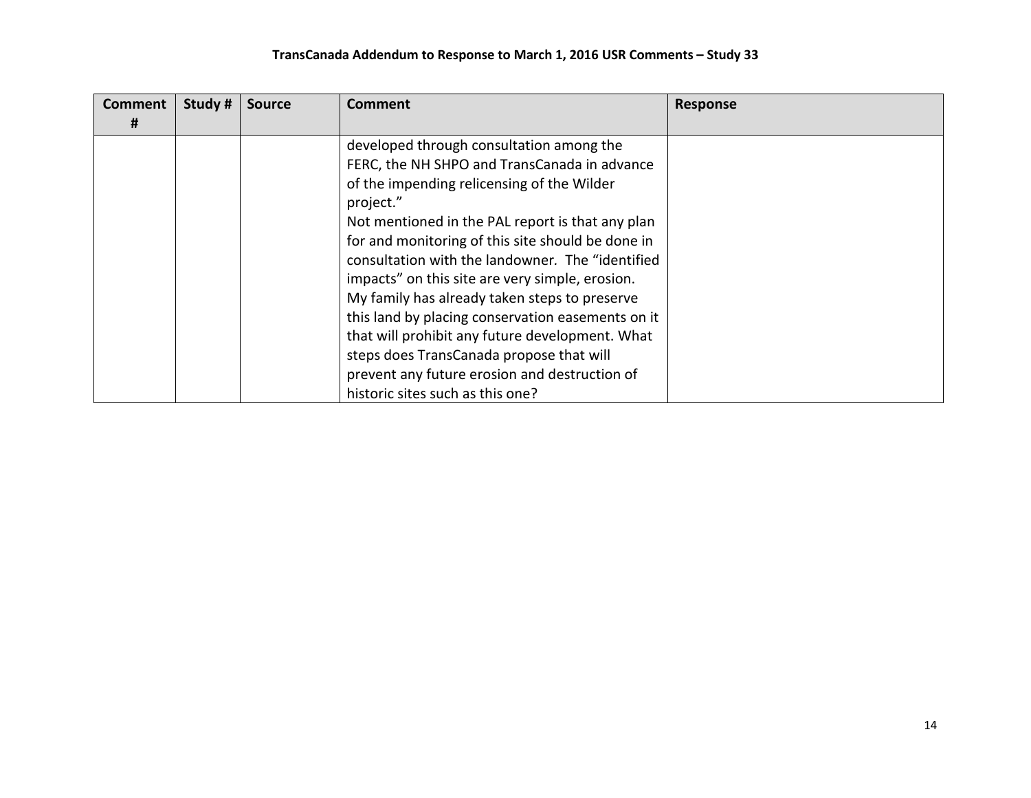# TransCanada Addendum to Response to March 1, 2016 USR Comments – Study 33

| Comment # | Study # | Source | Comment | Response |
|---|---|---|---|---|
| | | | developed through consultation among the FERC, the NH SHPO and TransCanada in advance of the impending relicensing of the Wilder project."<br>Not mentioned in the PAL report is that any plan for and monitoring of this site should be done in consultation with the landowner. The "identified impacts" on this site are very simple, erosion. My family has already taken steps to preserve this land by placing conservation easements on it that will prohibit any future development. What steps does TransCanada propose that will prevent any future erosion and destruction of historic sites such as this one? | |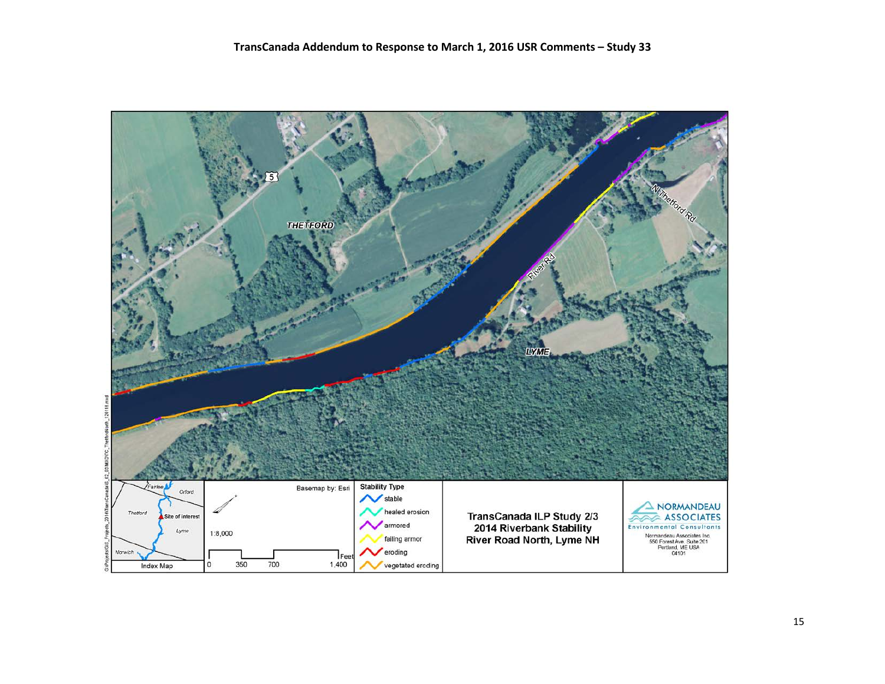# TransCanada Addendum to Response to March 1, 2016 USR Comments – Study 33

THETFORD

LYME

5

N Thetford Rd

River Rd

Index Map

Fairlee

Orford

Thetford

Site of interest

Lyme

Norwich

1:8,000

0 350 700 1,400 Feet

Basemap by: Esri

**Stability Type**

- stable
- healed erosion
- armored
- failing armor
- eroding
- vegetated eroding

**TransCanada ILP Study 2/3**
**2014 Riverbank Stability**
**River Road North, Lyme NH**

NORMANDEAU ASSOCIATES
Environmental Consultants
Normandeau Associates Inc.
550 Forest Ave. Suite 201
Portland, ME USA
04101

G:\Projects\GIS_Projects_2016\TransCanada\S_02_03\MXD\YC_ThetfordNorth_120116.mxd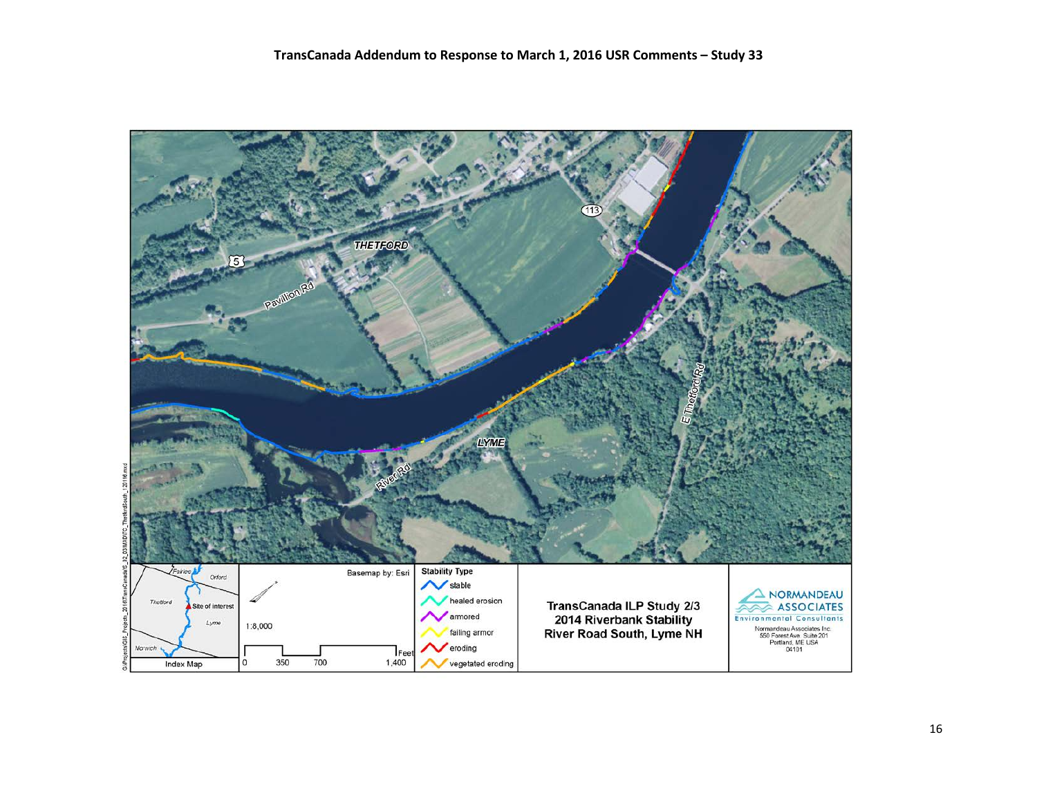TransCanada Addendum to Response to March 1, 2016 USR Comments – Study 33

THETFORD

113

5

Pavillion Rd

E Thetford Rd

LYME

River Rd

Fairlee

Orford

Thetford

Site of interest

Lyme

Norwich

Index Map

1:8,000

0 350 700 1,400 Feet

Basemap by: Esri

Stability Type

stable

healed erosion

armored

failing armor

eroding

vegetated eroding

TransCanada ILP Study 2/3
2014 Riverbank Stability
River Road South, Lyme NH

NORMANDEAU ASSOCIATES
Environmental Consultants

Normandeau Associates Inc.
550 Forest Ave. Suite 201
Portland, ME USA
04101

G:\Projects\GIS_Projects_2016\TransCanada\S_02_03\MXD\TC_ThetfordSouth_120116.mxd